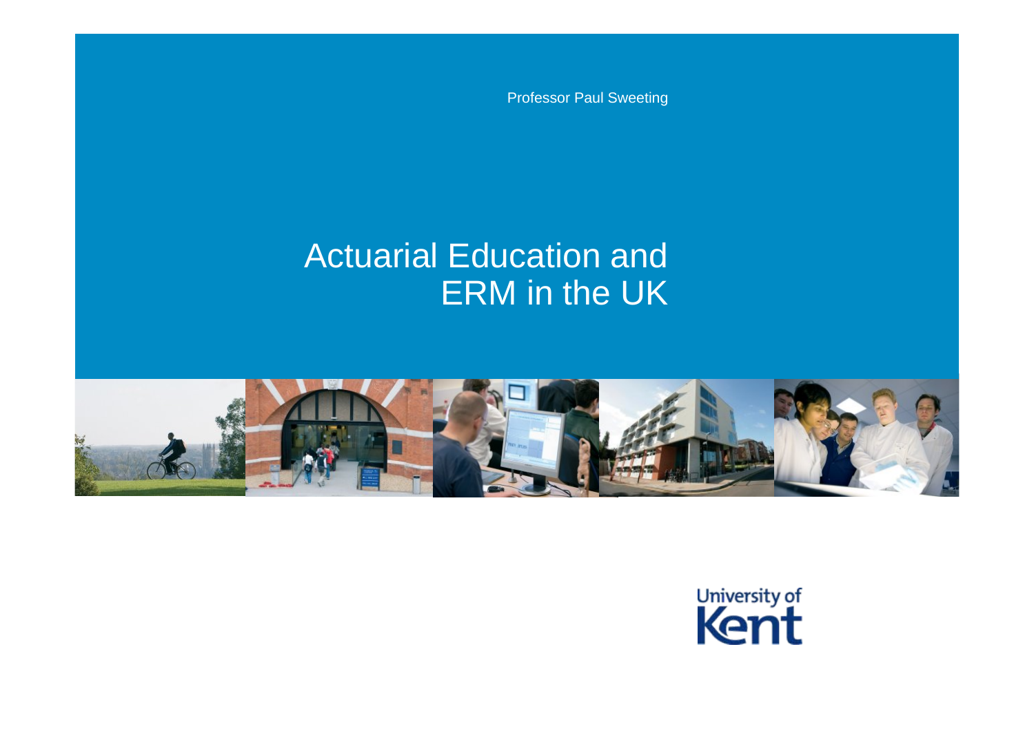Professor Paul Sweeting

# Actuarial Education and ERM in the UK

University of Kent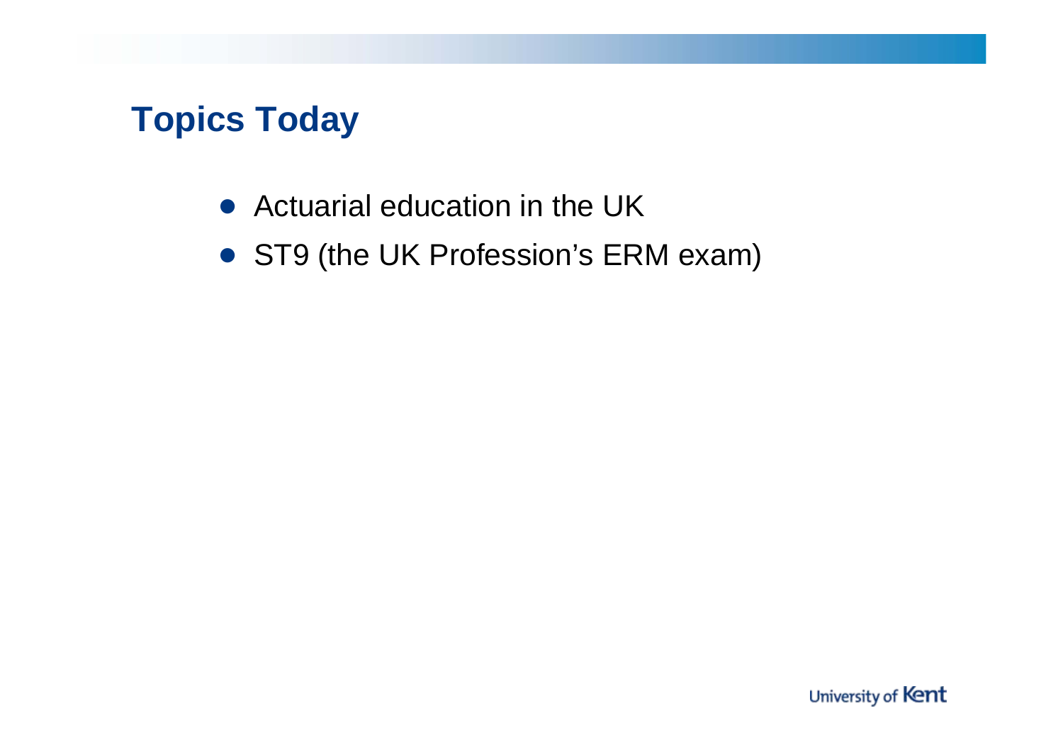# Topics Today

- Actuarial education in the UK
- ST9 (the UK Profession's ERM exam)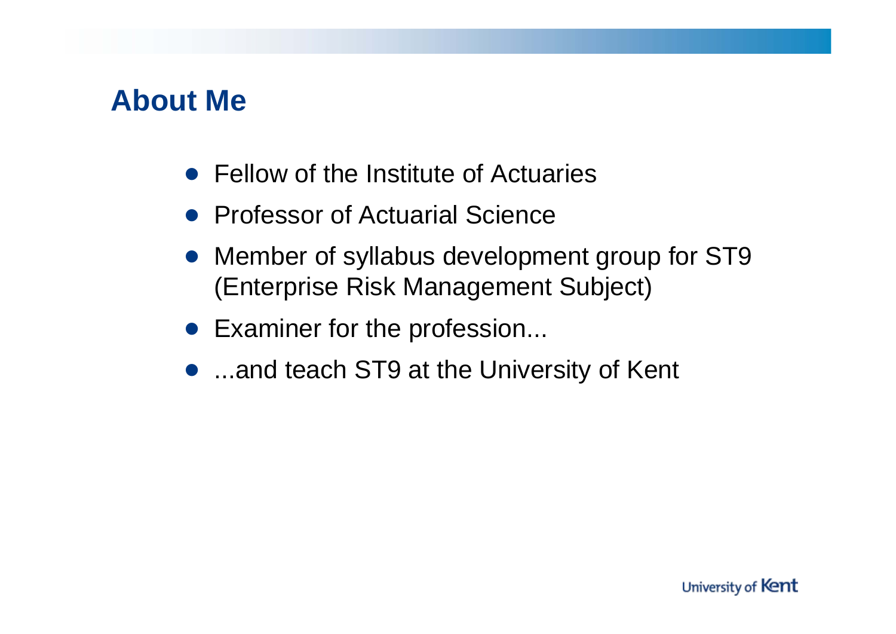## About Me

- Fellow of the Institute of Actuaries
- Professor of Actuarial Science
- Member of syllabus development group for ST9 (Enterprise Risk Management Subject)
- Examiner for the profession...
- ...and teach ST9 at the University of Kent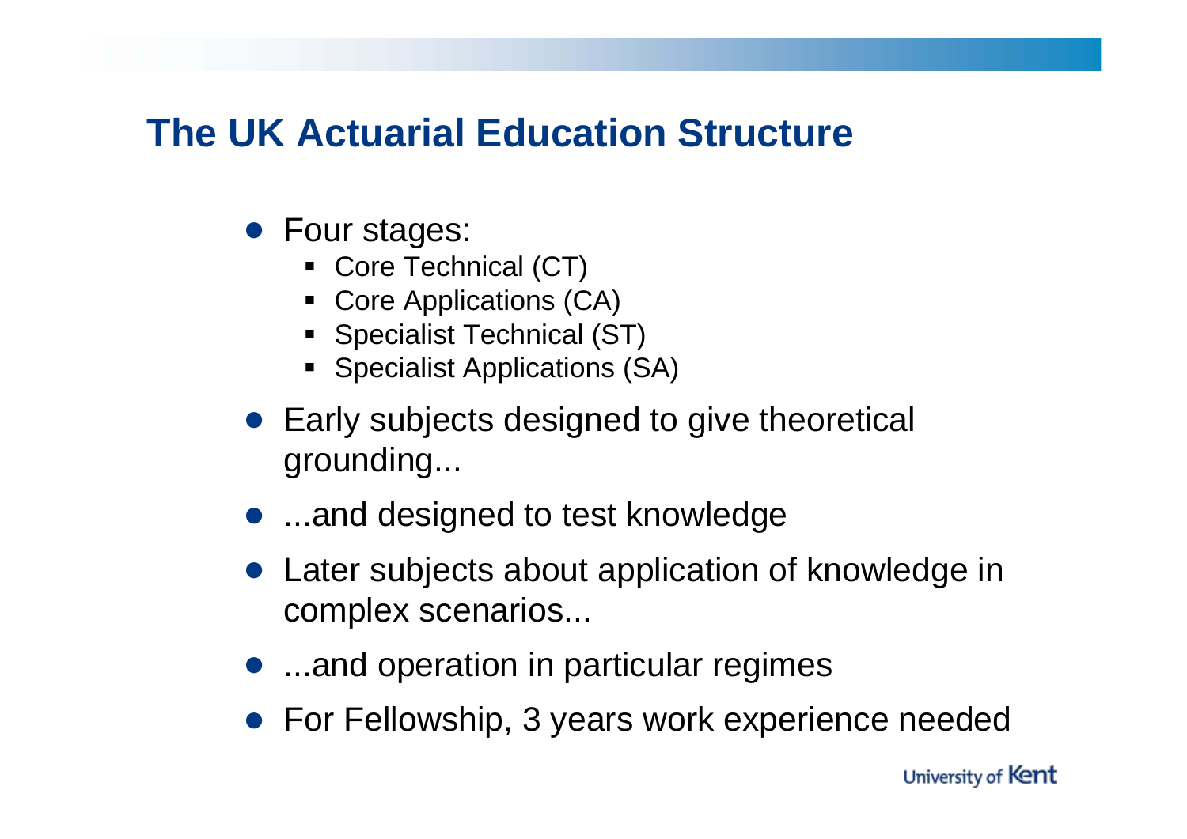## The UK Actuarial Education Structure

- Four stages:
  - Core Technical (CT)
  - Core Applications (CA)
  - Specialist Technical (ST)
  - Specialist Applications (SA)
- Early subjects designed to give theoretical grounding...
- ...and designed to test knowledge
- Later subjects about application of knowledge in complex scenarios...
- ...and operation in particular regimes
- For Fellowship, 3 years work experience needed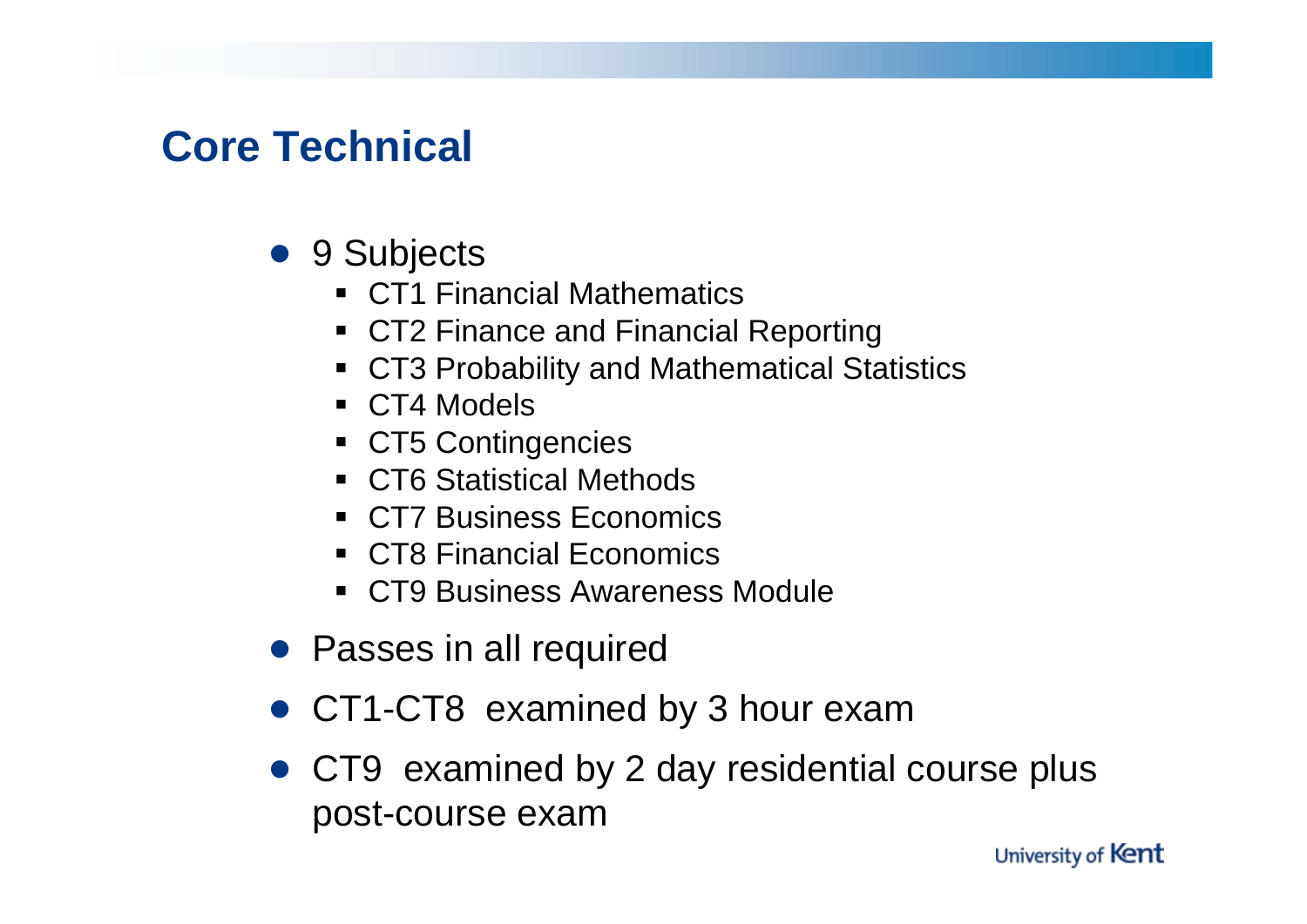# Core Technical

- 9 Subjects
  - CT1 Financial Mathematics
  - CT2 Finance and Financial Reporting
  - CT3 Probability and Mathematical Statistics
  - CT4 Models
  - CT5 Contingencies
  - CT6 Statistical Methods
  - CT7 Business Economics
  - CT8 Financial Economics
  - CT9 Business Awareness Module
- Passes in all required
- CT1-CT8 examined by 3 hour exam
- CT9 examined by 2 day residential course plus post-course exam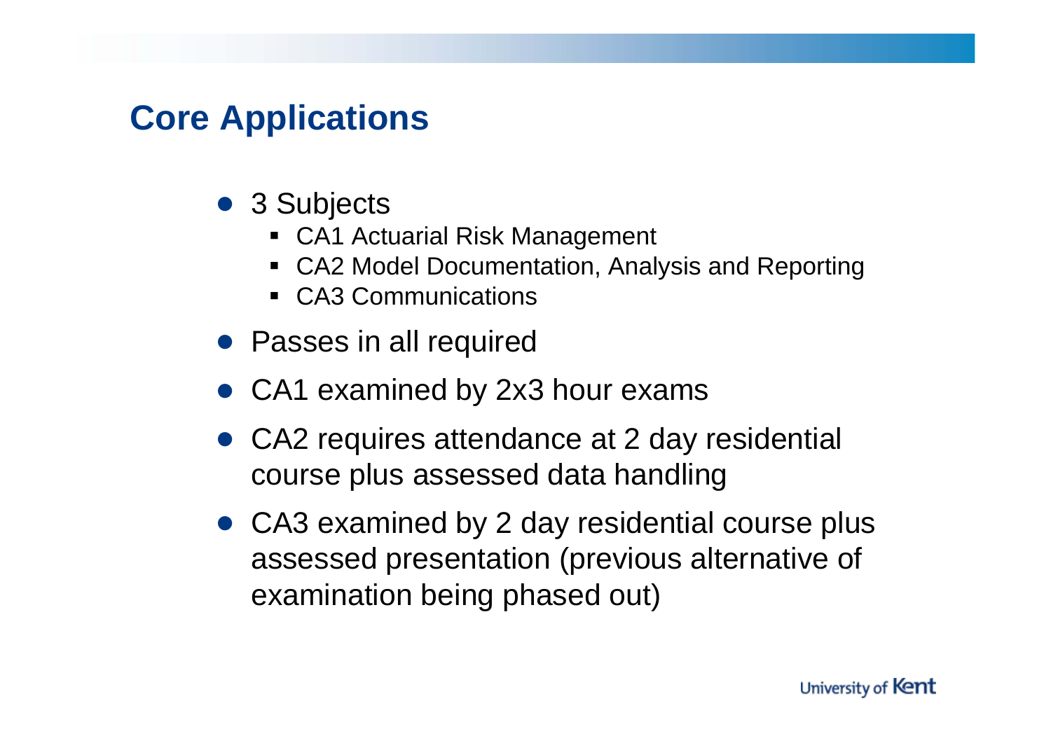# Core Applications

- 3 Subjects
  - CA1 Actuarial Risk Management
  - CA2 Model Documentation, Analysis and Reporting
  - CA3 Communications
- Passes in all required
- CA1 examined by 2x3 hour exams
- CA2 requires attendance at 2 day residential course plus assessed data handling
- CA3 examined by 2 day residential course plus assessed presentation (previous alternative of examination being phased out)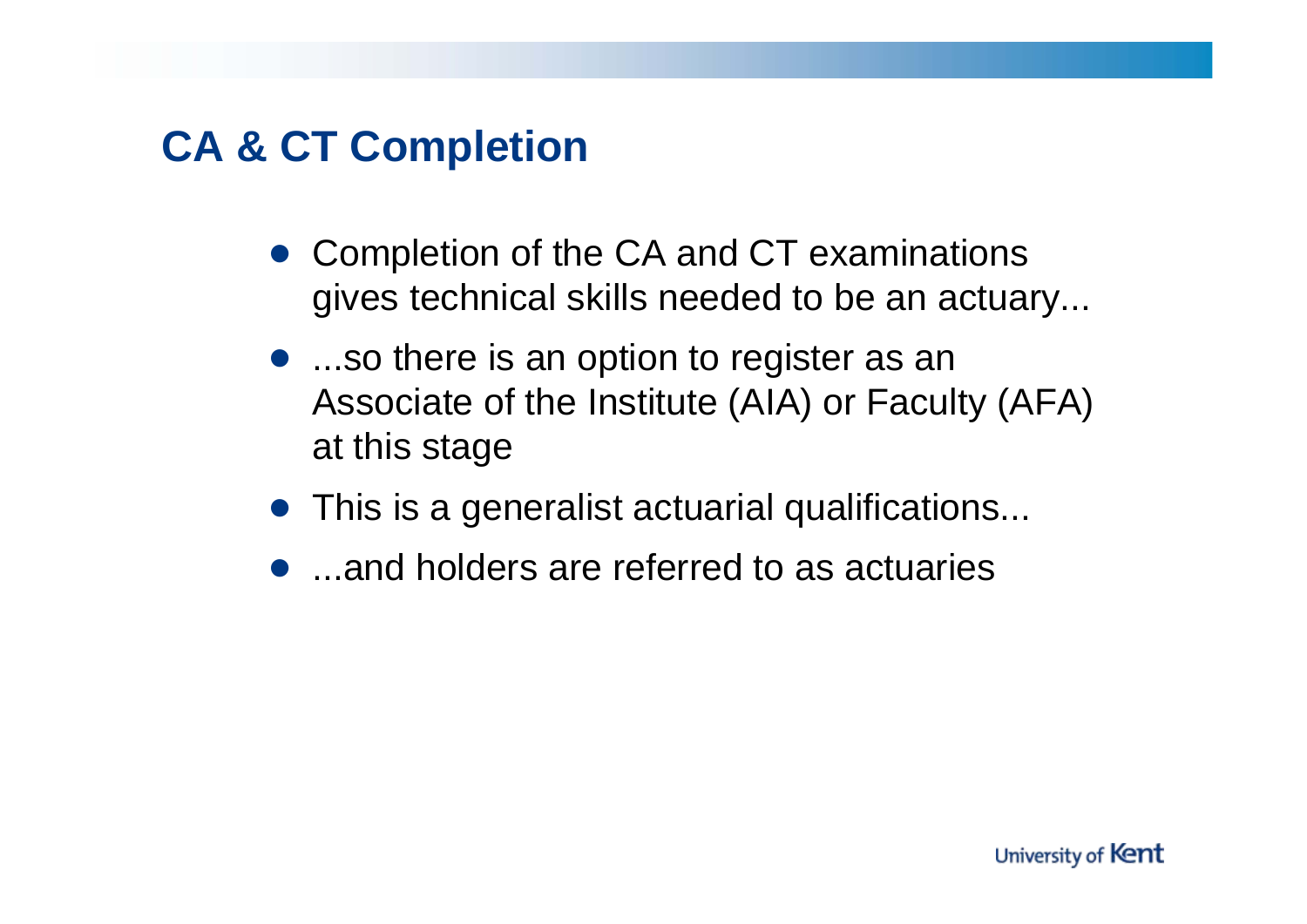# CA & CT Completion

- Completion of the CA and CT examinations gives technical skills needed to be an actuary...
- ...so there is an option to register as an Associate of the Institute (AIA) or Faculty (AFA) at this stage
- This is a generalist actuarial qualifications...
- ...and holders are referred to as actuaries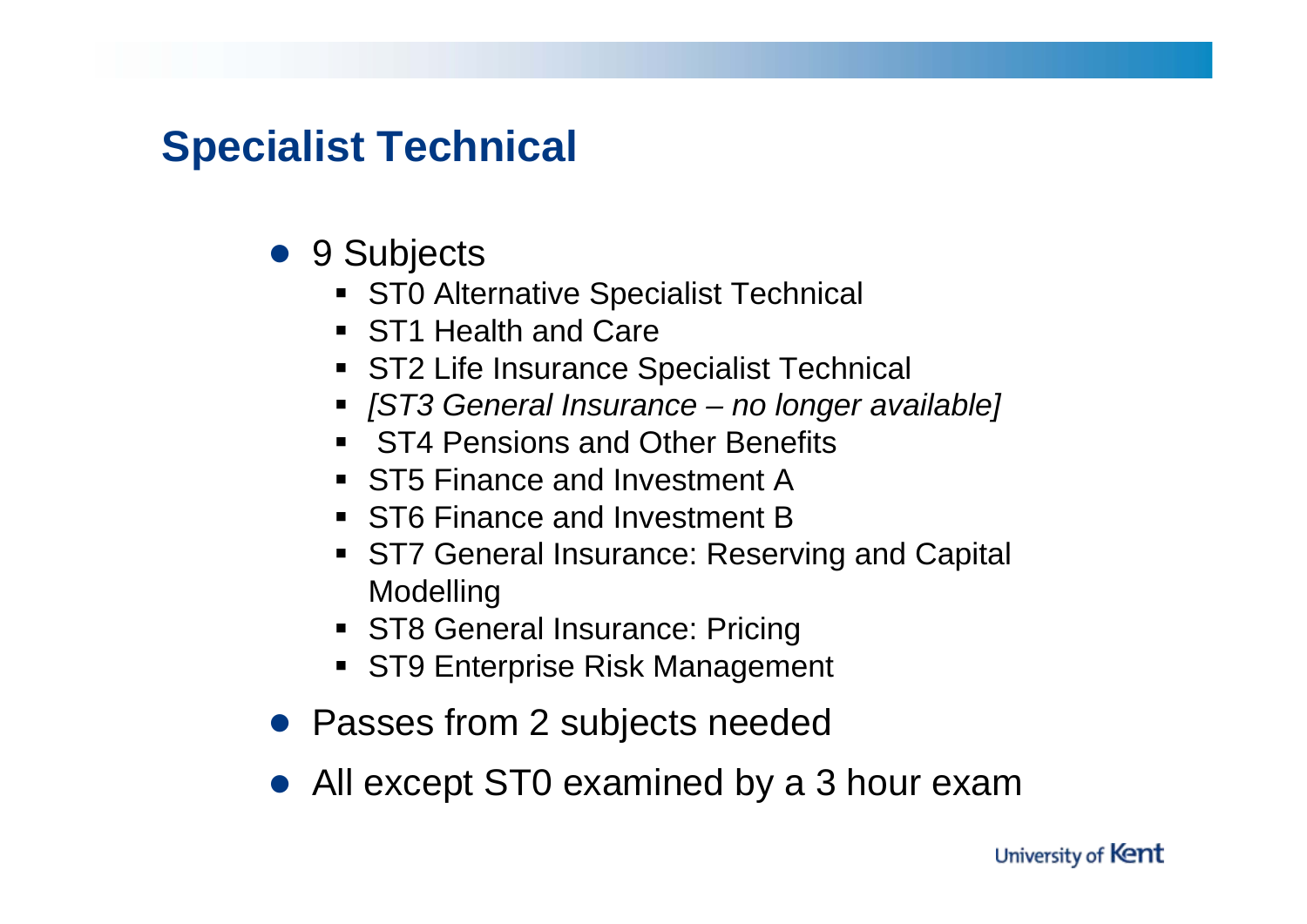# Specialist Technical

- 9 Subjects
  - ST0 Alternative Specialist Technical
  - ST1 Health and Care
  - ST2 Life Insurance Specialist Technical
  - *[ST3 General Insurance – no longer available]*
  - ST4 Pensions and Other Benefits
  - ST5 Finance and Investment A
  - ST6 Finance and Investment B
  - ST7 General Insurance: Reserving and Capital Modelling
  - ST8 General Insurance: Pricing
  - ST9 Enterprise Risk Management
- Passes from 2 subjects needed
- All except ST0 examined by a 3 hour exam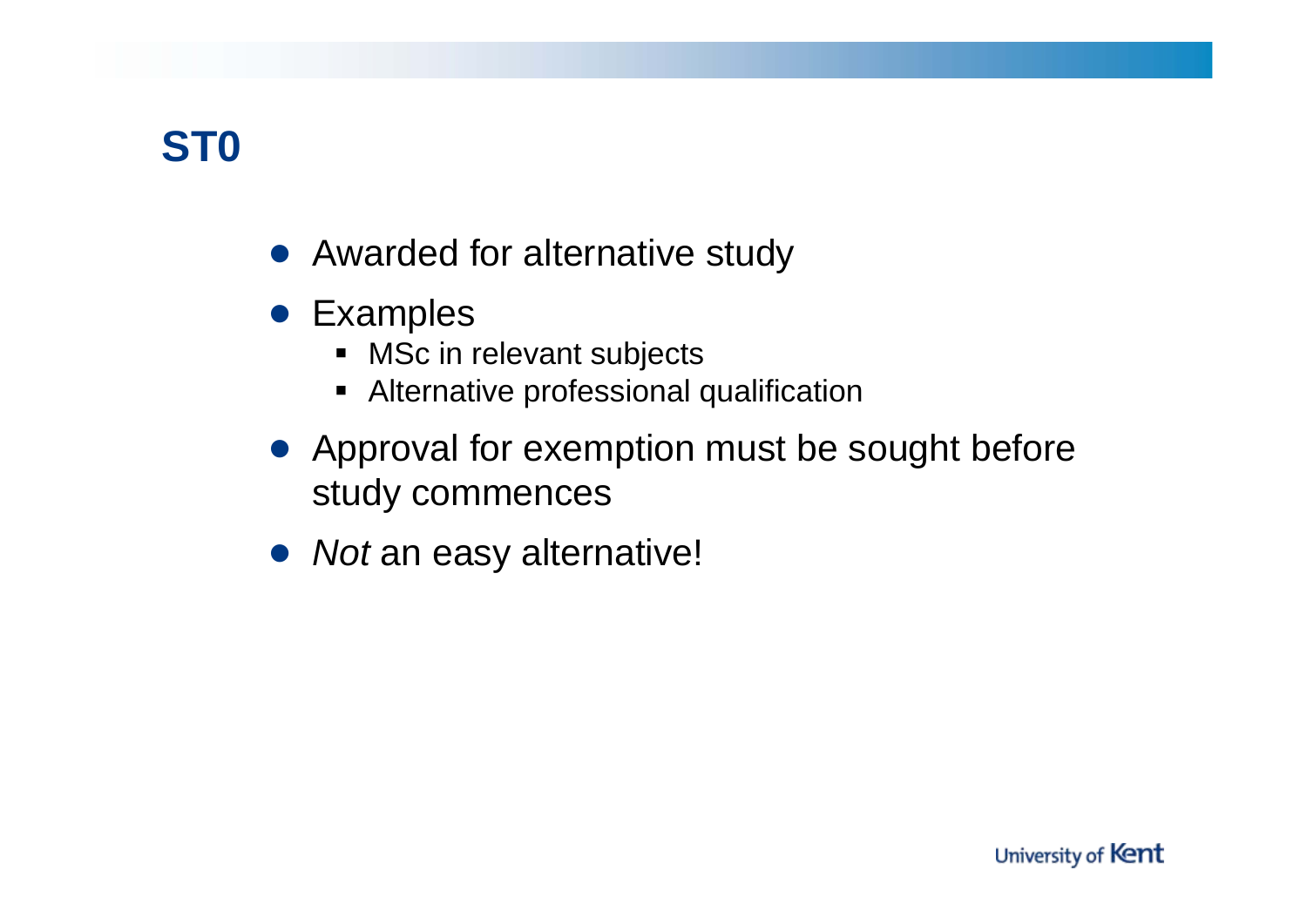# ST0

- Awarded for alternative study
- Examples
  - MSc in relevant subjects
  - Alternative professional qualification
- Approval for exemption must be sought before study commences
- *Not* an easy alternative!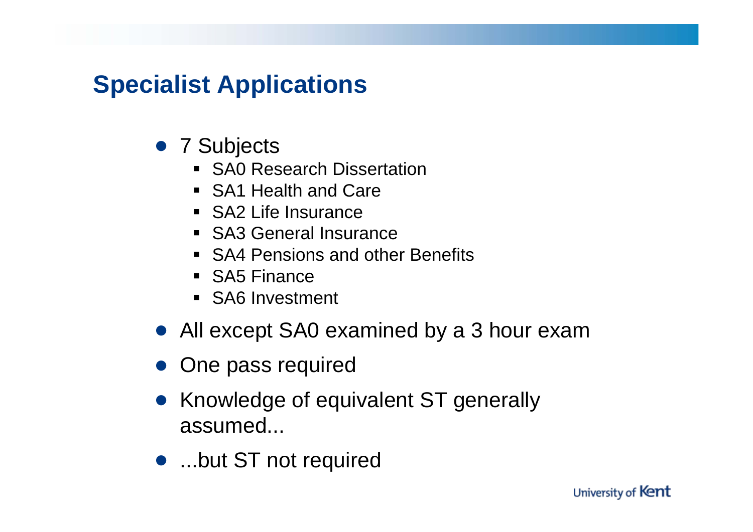# Specialist Applications

- 7 Subjects
  - SA0 Research Dissertation
  - SA1 Health and Care
  - SA2 Life Insurance
  - SA3 General Insurance
  - SA4 Pensions and other Benefits
  - SA5 Finance
  - SA6 Investment
- All except SA0 examined by a 3 hour exam
- One pass required
- Knowledge of equivalent ST generally assumed...
- ...but ST not required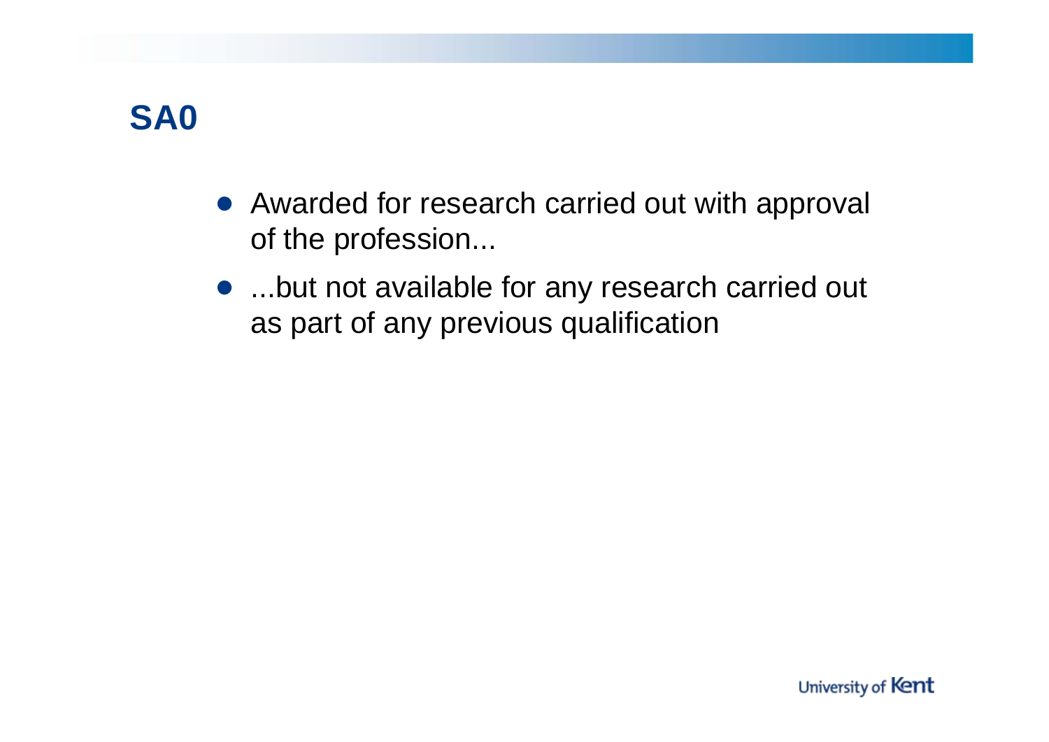## SA0

- Awarded for research carried out with approval of the profession...
- ...but not available for any research carried out as part of any previous qualification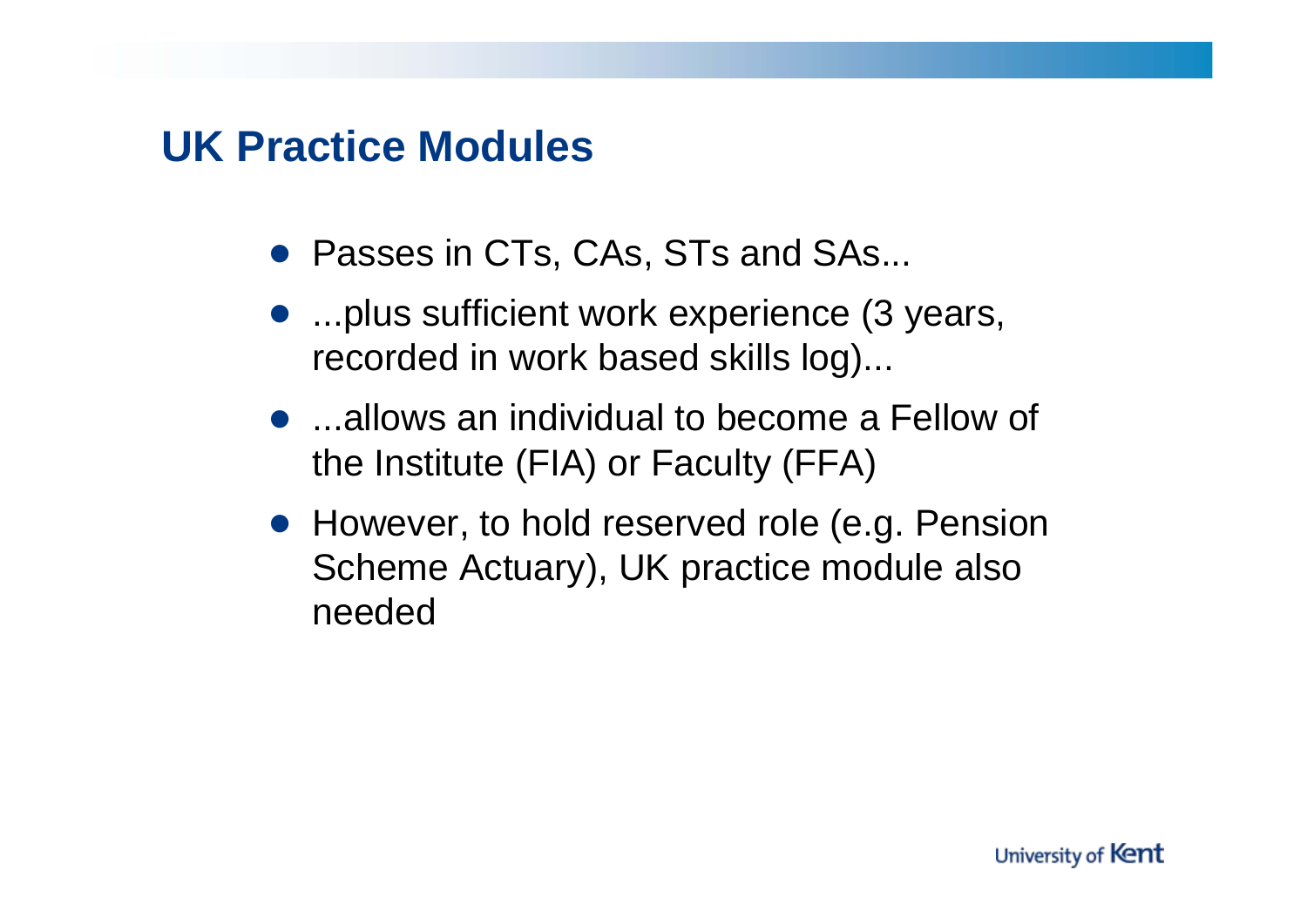## UK Practice Modules

- Passes in CTs, CAs, STs and SAs...
- ...plus sufficient work experience (3 years, recorded in work based skills log)...
- ...allows an individual to become a Fellow of the Institute (FIA) or Faculty (FFA)
- However, to hold reserved role (e.g. Pension Scheme Actuary), UK practice module also needed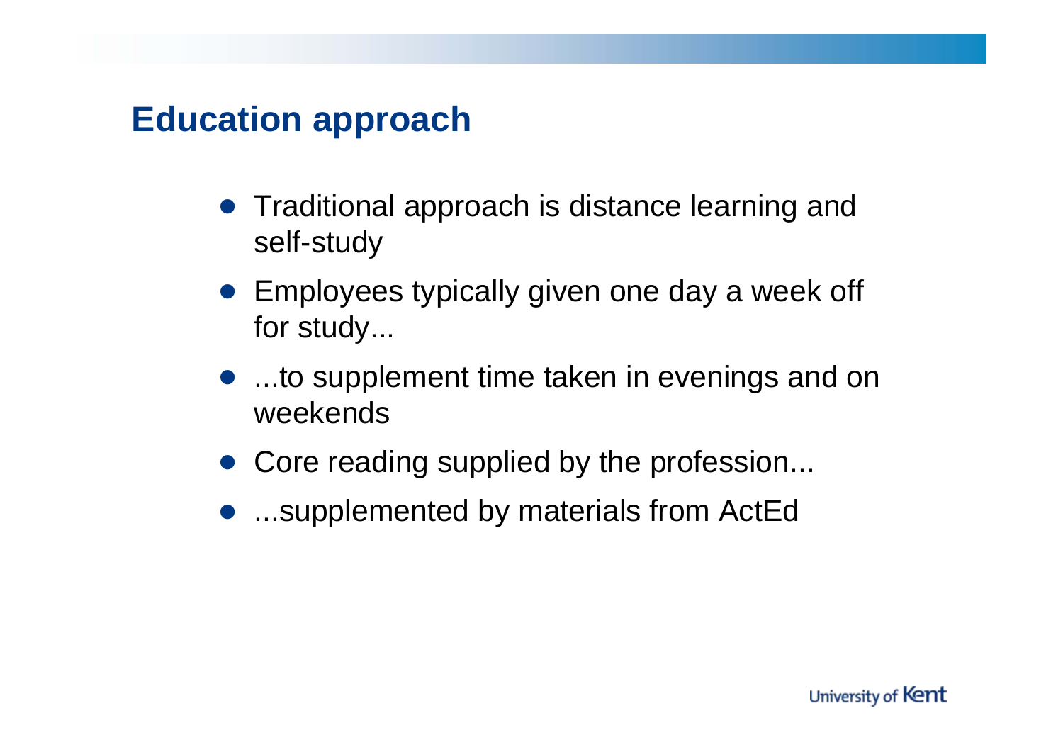## Education approach

- Traditional approach is distance learning and self-study
- Employees typically given one day a week off for study...
- ...to supplement time taken in evenings and on weekends
- Core reading supplied by the profession...
- ...supplemented by materials from ActEd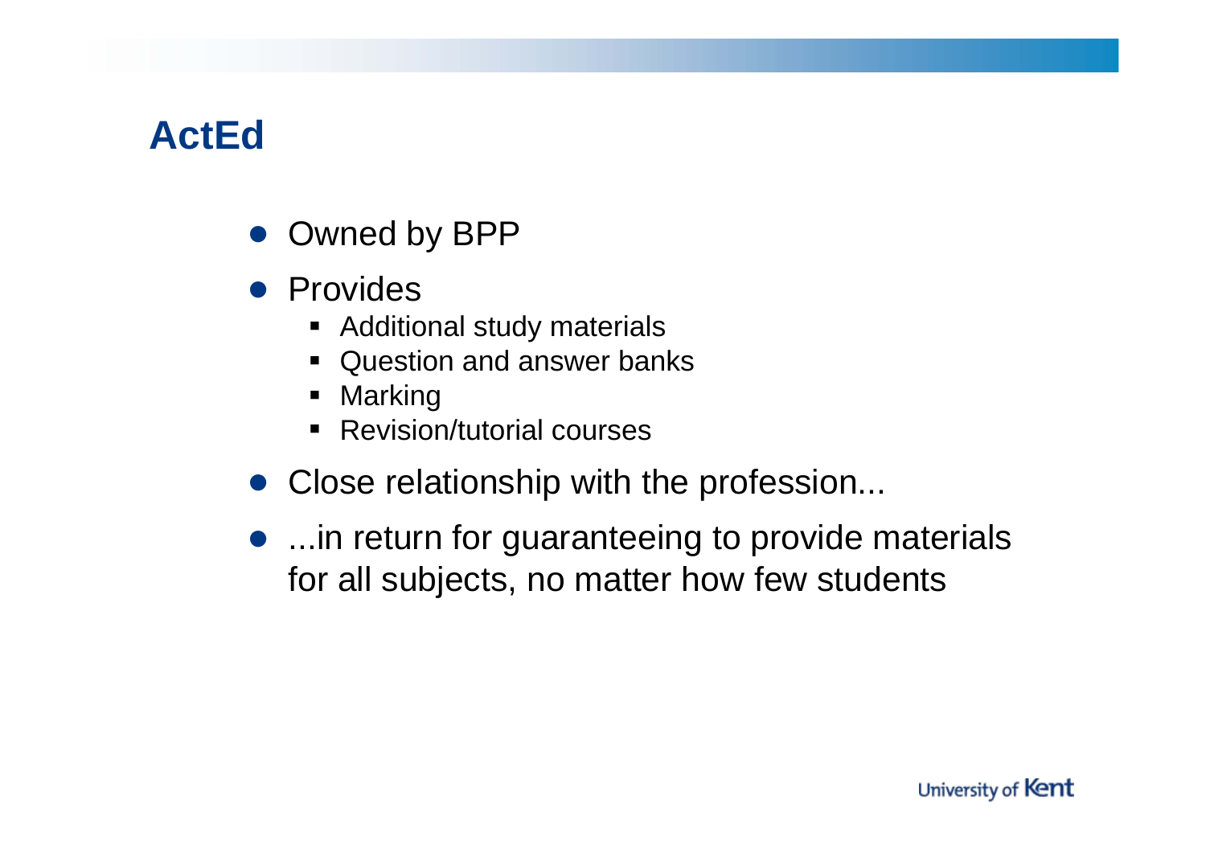# ActEd

- Owned by BPP
- Provides
  - Additional study materials
  - Question and answer banks
  - Marking
  - Revision/tutorial courses
- Close relationship with the profession...
- ...in return for guaranteeing to provide materials for all subjects, no matter how few students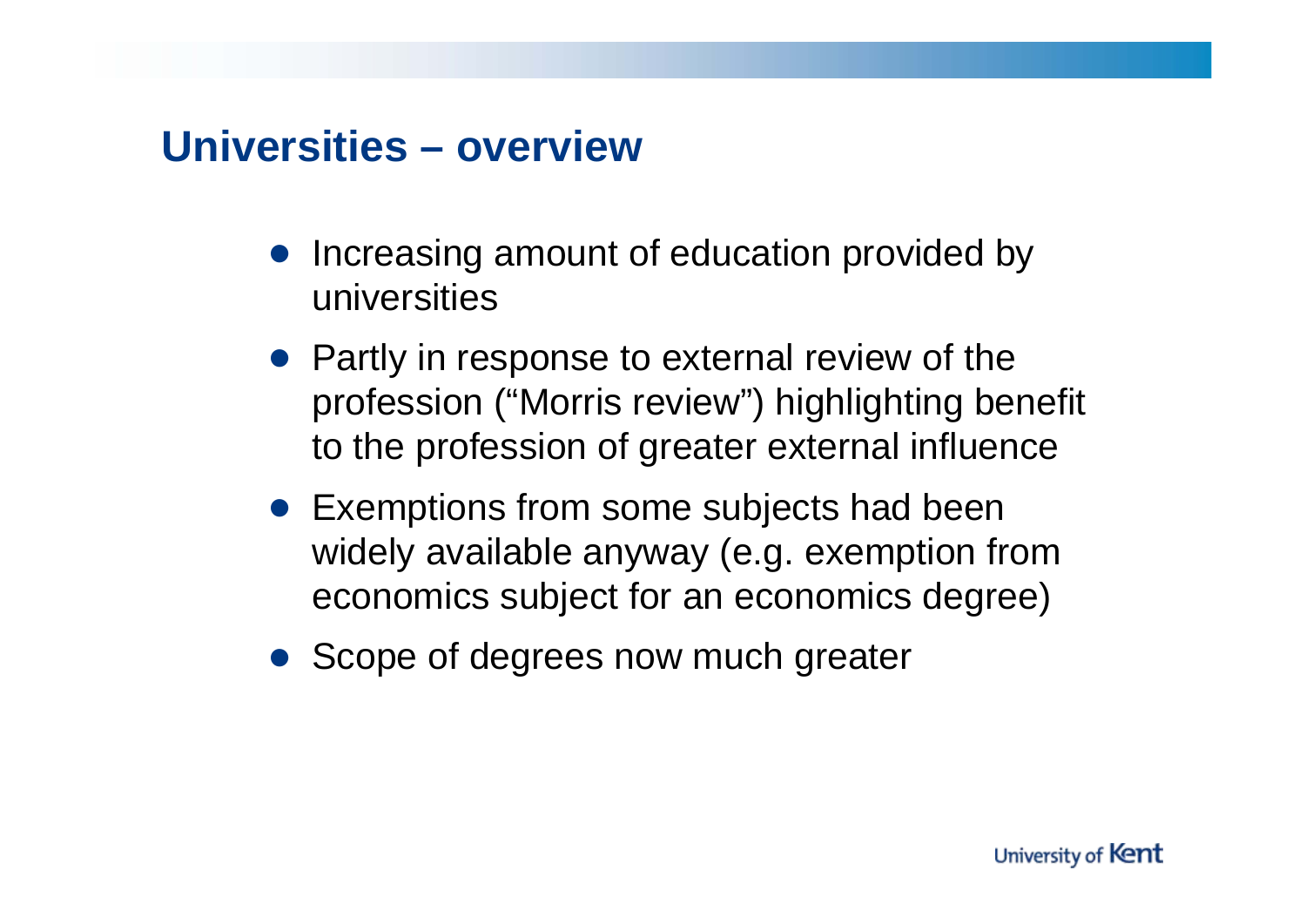## Universities – overview

- Increasing amount of education provided by universities
- Partly in response to external review of the profession ("Morris review") highlighting benefit to the profession of greater external influence
- Exemptions from some subjects had been widely available anyway (e.g. exemption from economics subject for an economics degree)
- Scope of degrees now much greater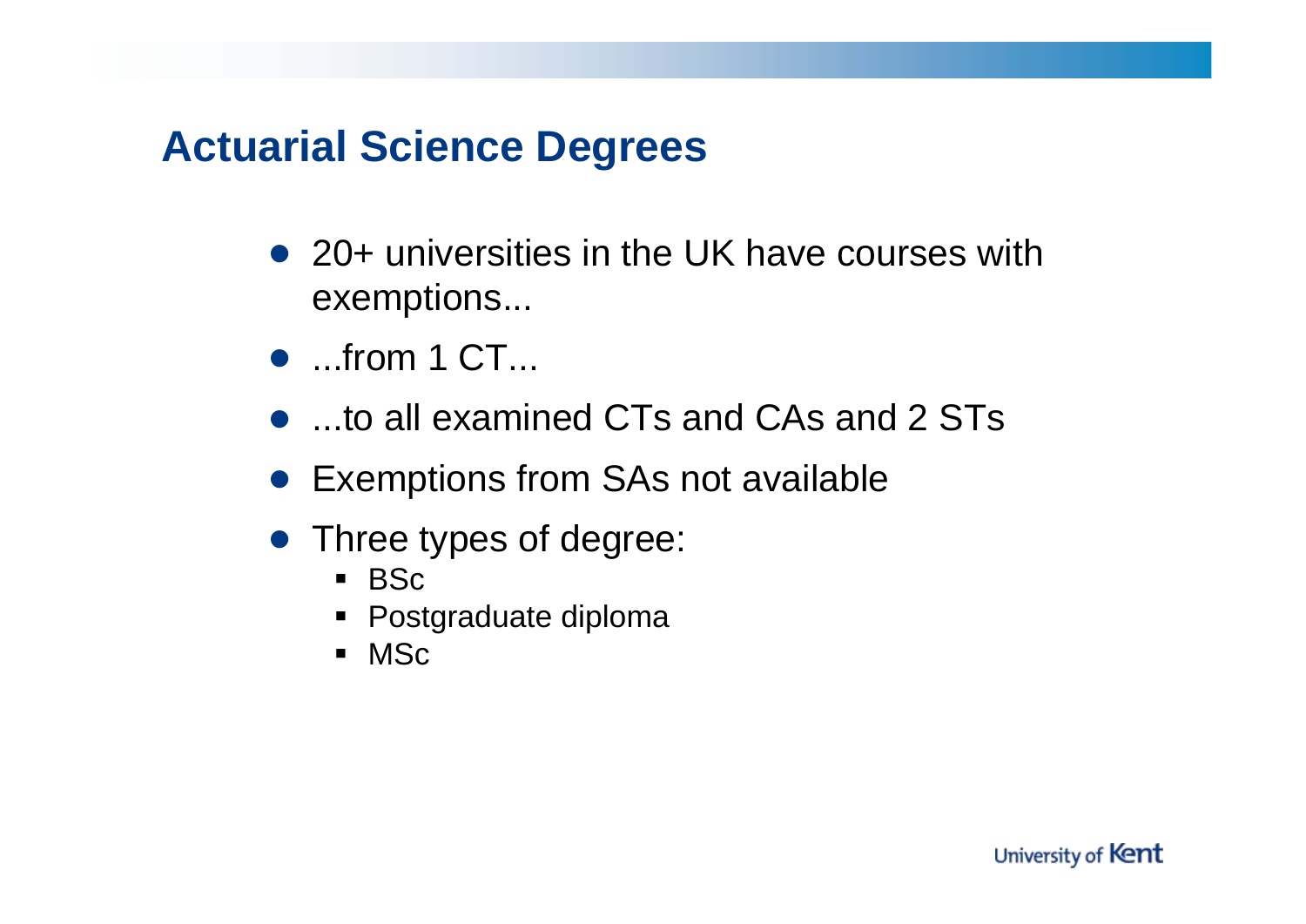## Actuarial Science Degrees

- 20+ universities in the UK have courses with exemptions...
- ...from 1 CT...
- ...to all examined CTs and CAs and 2 STs
- Exemptions from SAs not available
- Three types of degree:
  - BSc
  - Postgraduate diploma
  - MSc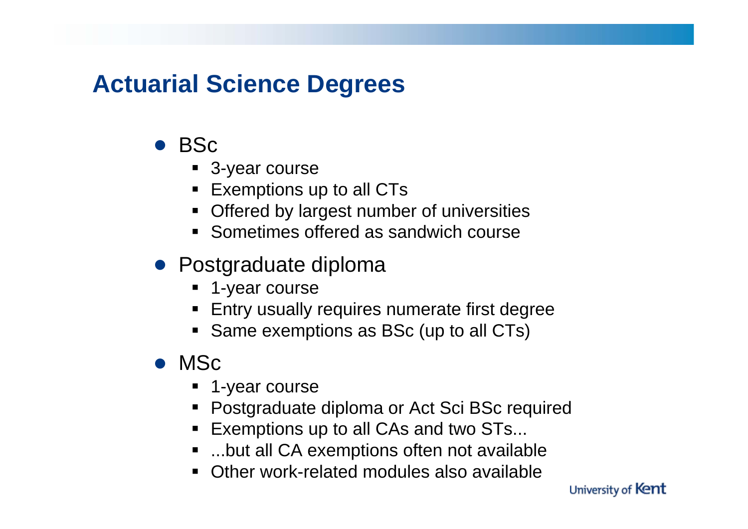## Actuarial Science Degrees

- BSc
  - 3-year course
  - Exemptions up to all CTs
  - Offered by largest number of universities
  - Sometimes offered as sandwich course
- Postgraduate diploma
  - 1-year course
  - Entry usually requires numerate first degree
  - Same exemptions as BSc (up to all CTs)
- MSc
  - 1-year course
  - Postgraduate diploma or Act Sci BSc required
  - Exemptions up to all CAs and two STs...
  - ...but all CA exemptions often not available
  - Other work-related modules also available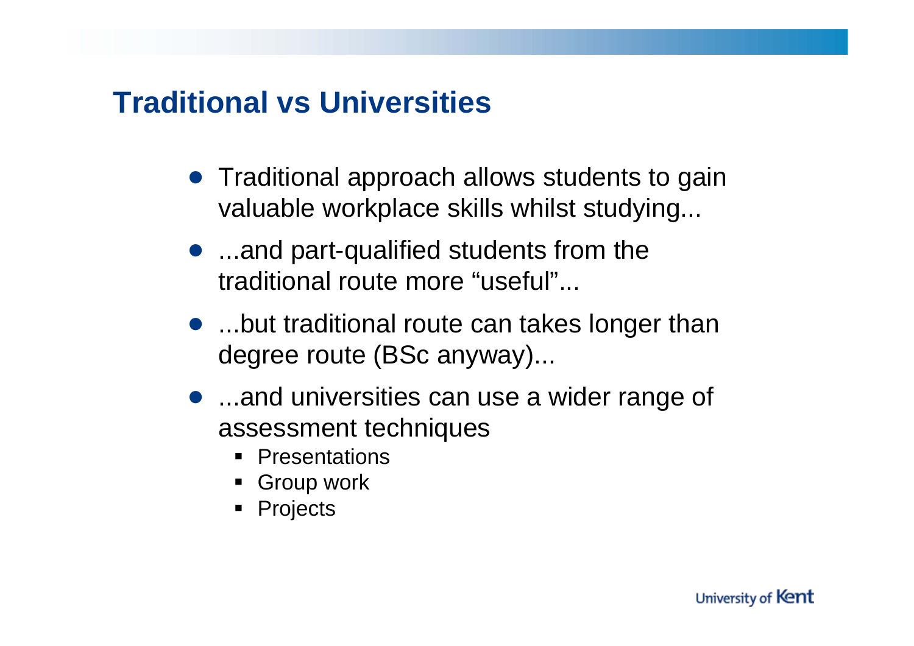## Traditional vs Universities

- Traditional approach allows students to gain valuable workplace skills whilst studying...
- ...and part-qualified students from the traditional route more “useful”...
- ...but traditional route can takes longer than degree route (BSc anyway)...
- ...and universities can use a wider range of assessment techniques
  - Presentations
  - Group work
  - Projects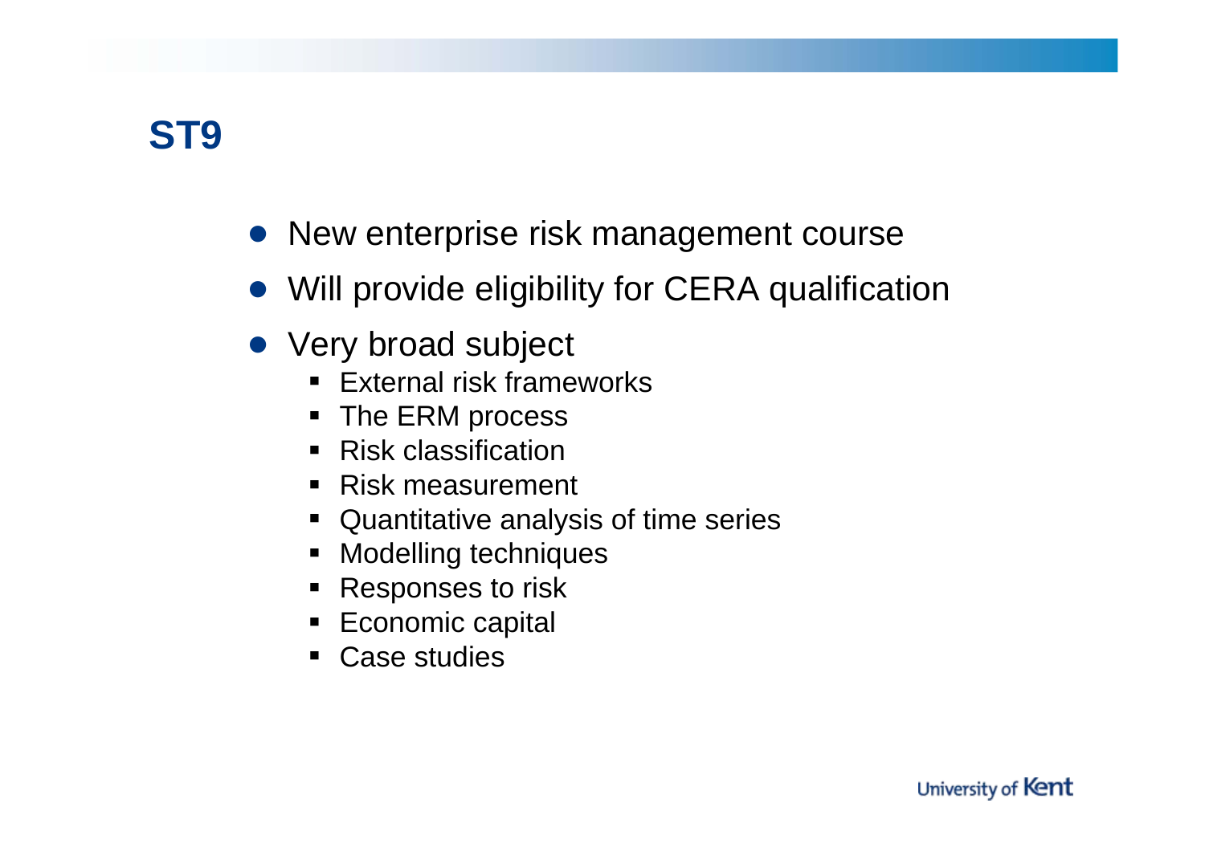# ST9

- New enterprise risk management course
- Will provide eligibility for CERA qualification
- Very broad subject
  - External risk frameworks
  - The ERM process
  - Risk classification
  - Risk measurement
  - Quantitative analysis of time series
  - Modelling techniques
  - Responses to risk
  - Economic capital
  - Case studies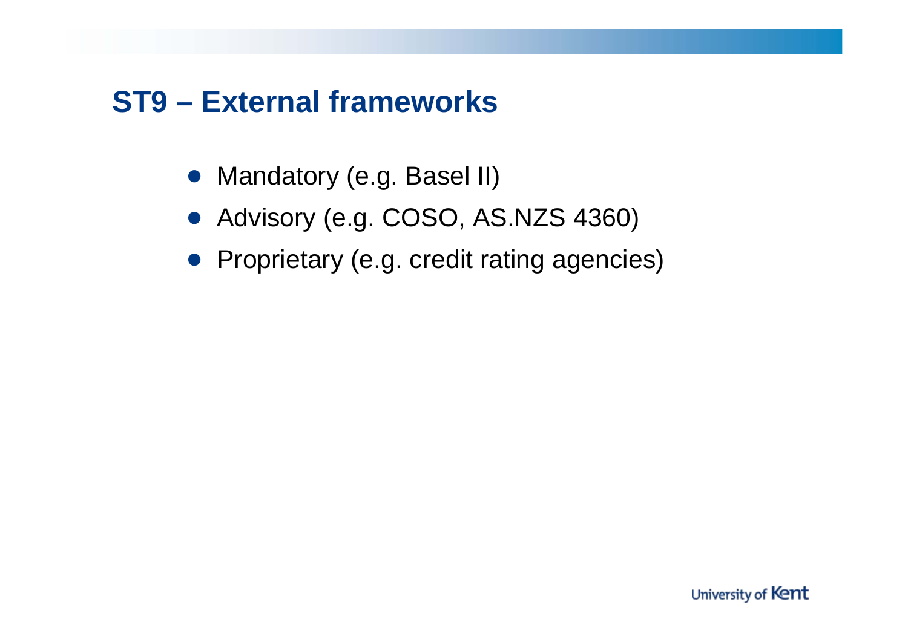# ST9 – External frameworks

- Mandatory (e.g. Basel II)
- Advisory (e.g. COSO, AS.NZS 4360)
- Proprietary (e.g. credit rating agencies)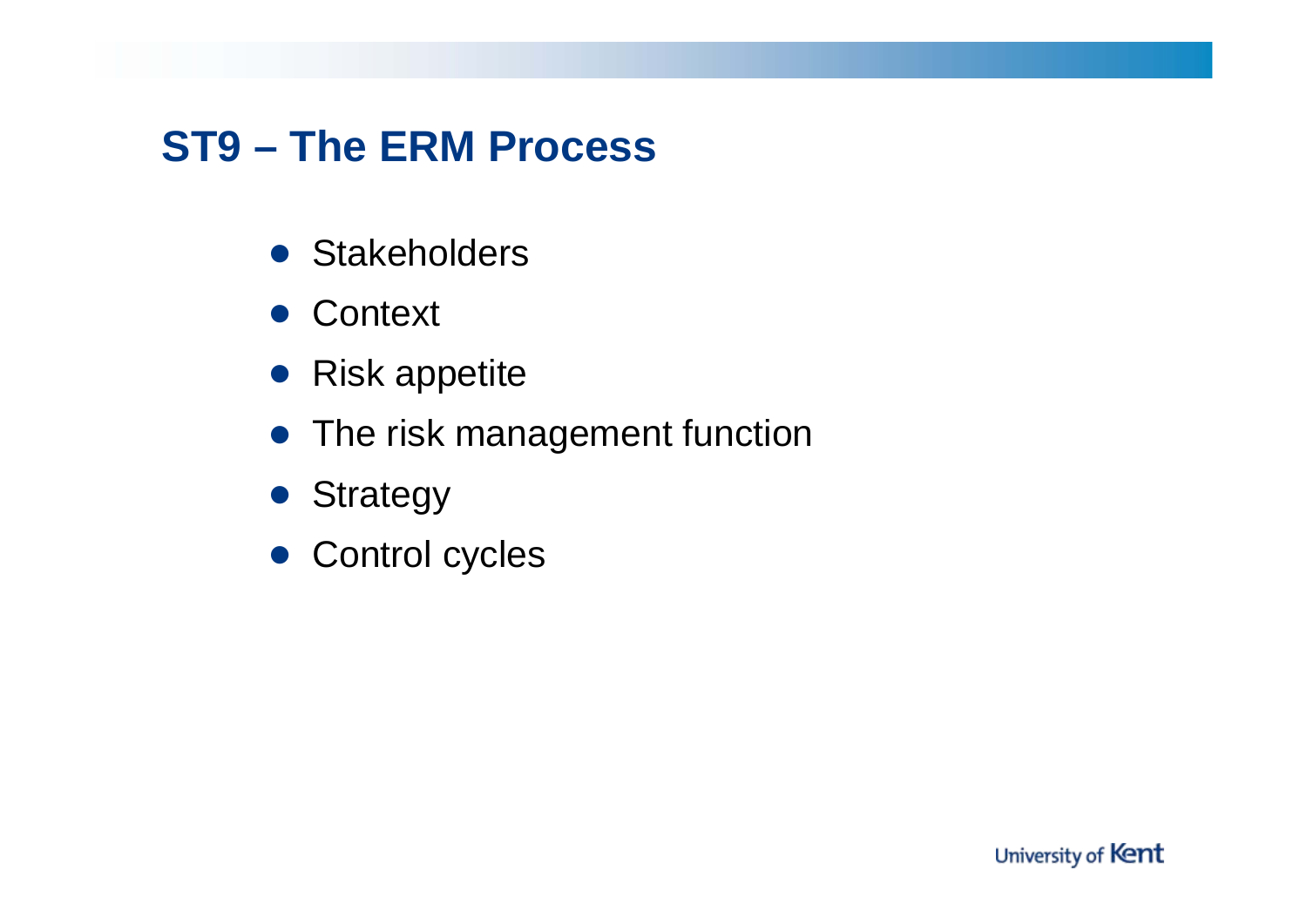## ST9 – The ERM Process

- Stakeholders
- Context
- Risk appetite
- The risk management function
- Strategy
- Control cycles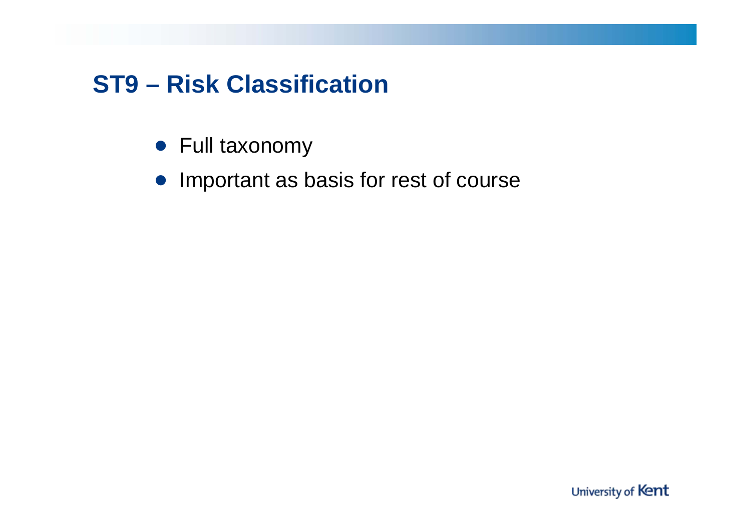# ST9 – Risk Classification

- Full taxonomy
- Important as basis for rest of course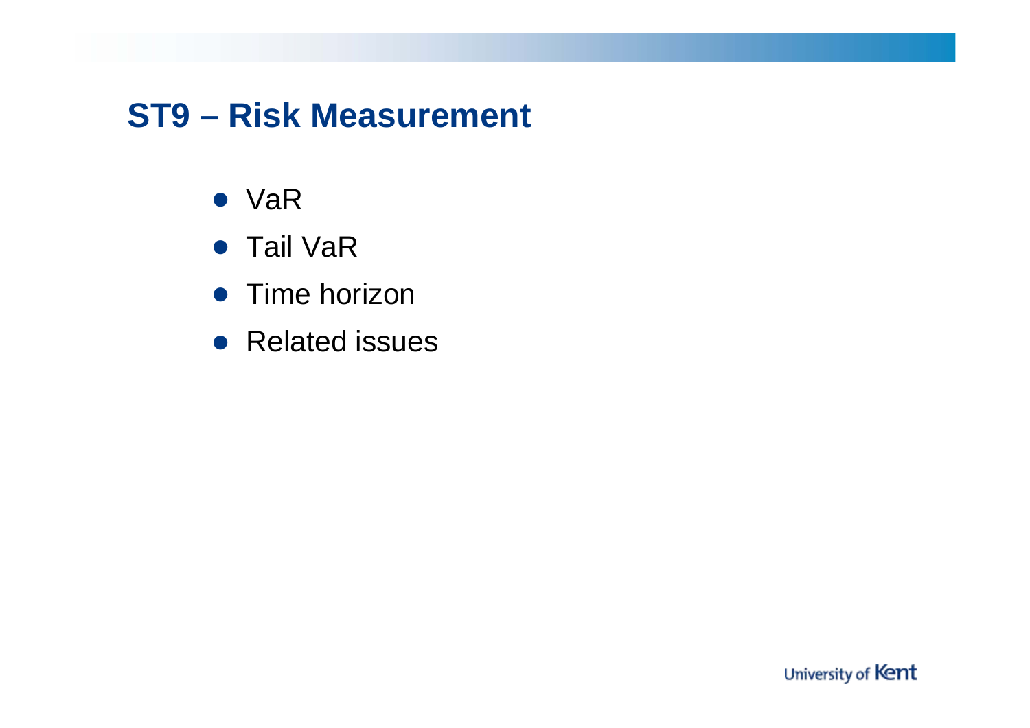## ST9 – Risk Measurement

- VaR
- Tail VaR
- Time horizon
- Related issues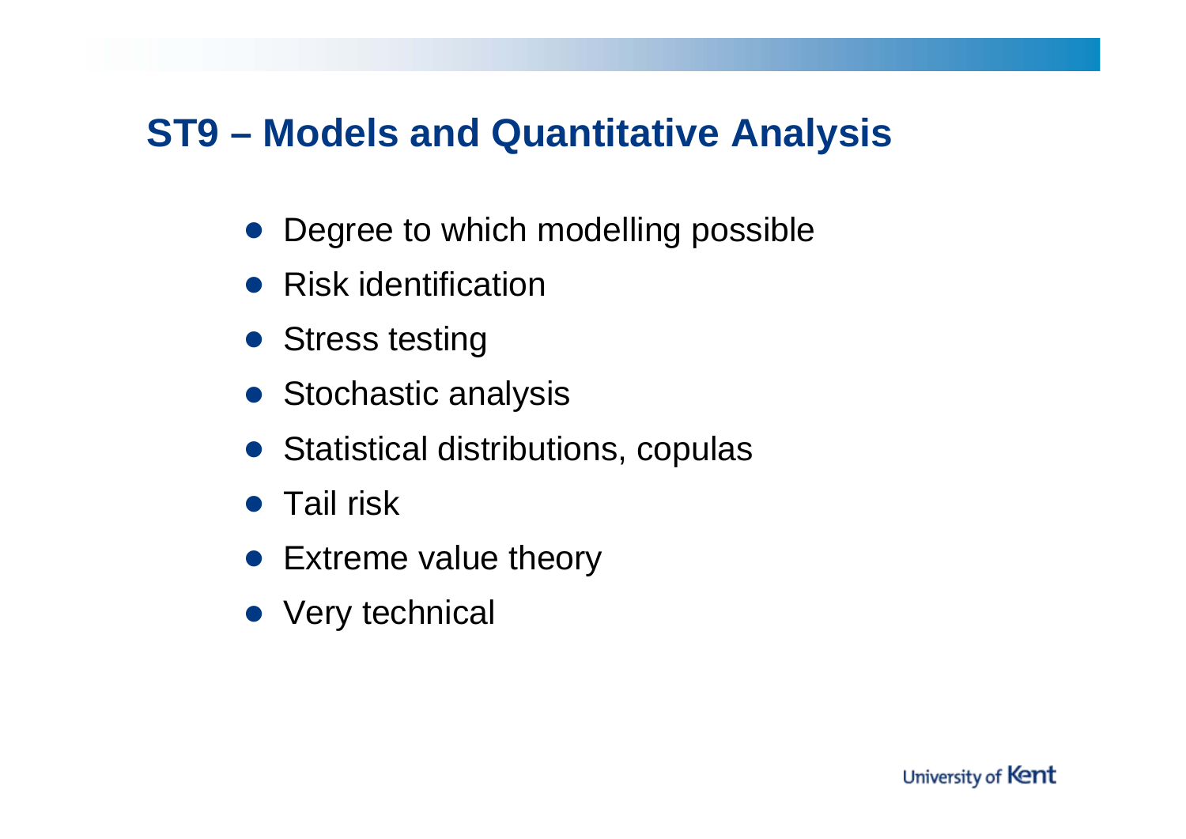## ST9 – Models and Quantitative Analysis

- Degree to which modelling possible
- Risk identification
- Stress testing
- Stochastic analysis
- Statistical distributions, copulas
- Tail risk
- Extreme value theory
- Very technical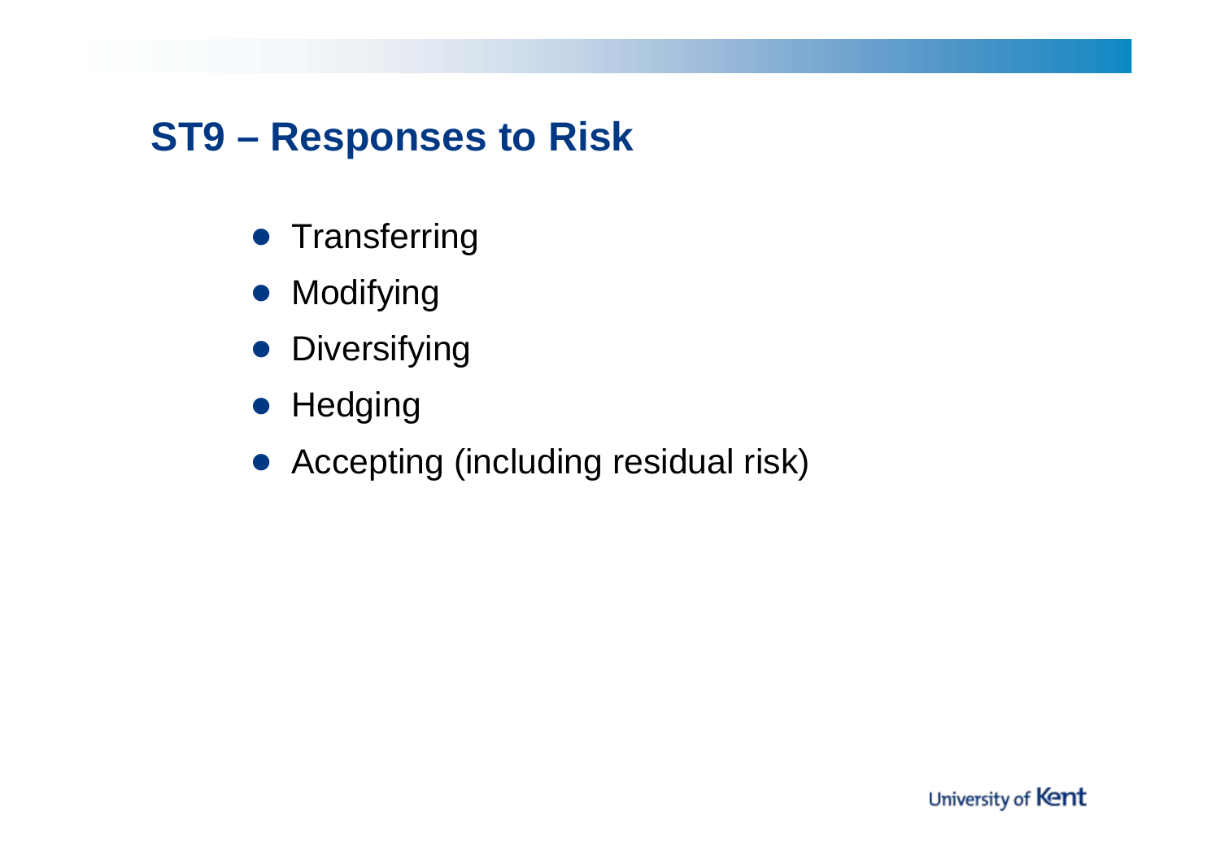## ST9 – Responses to Risk

- Transferring
- Modifying
- Diversifying
- Hedging
- Accepting (including residual risk)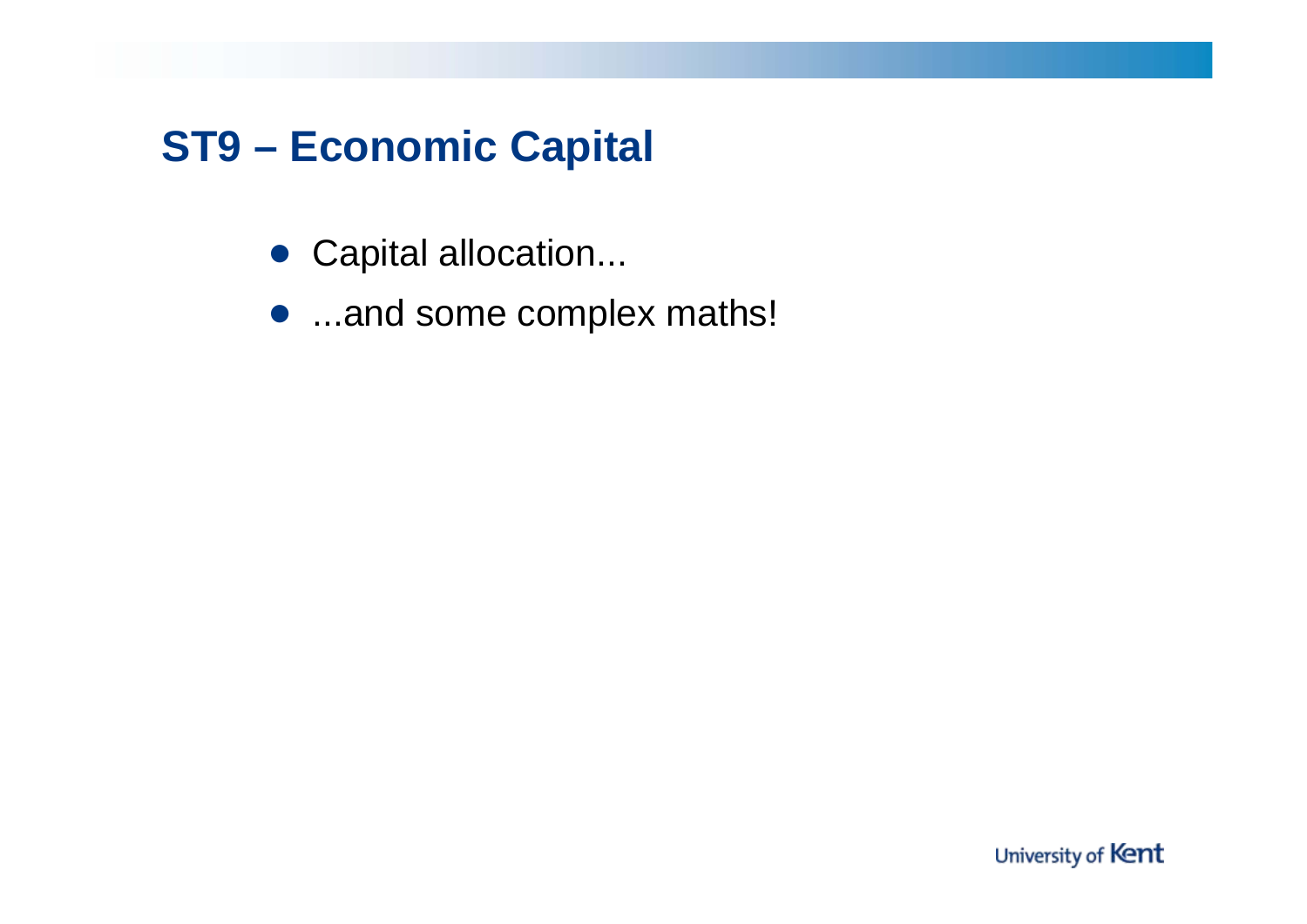## ST9 – Economic Capital

- Capital allocation...
- ...and some complex maths!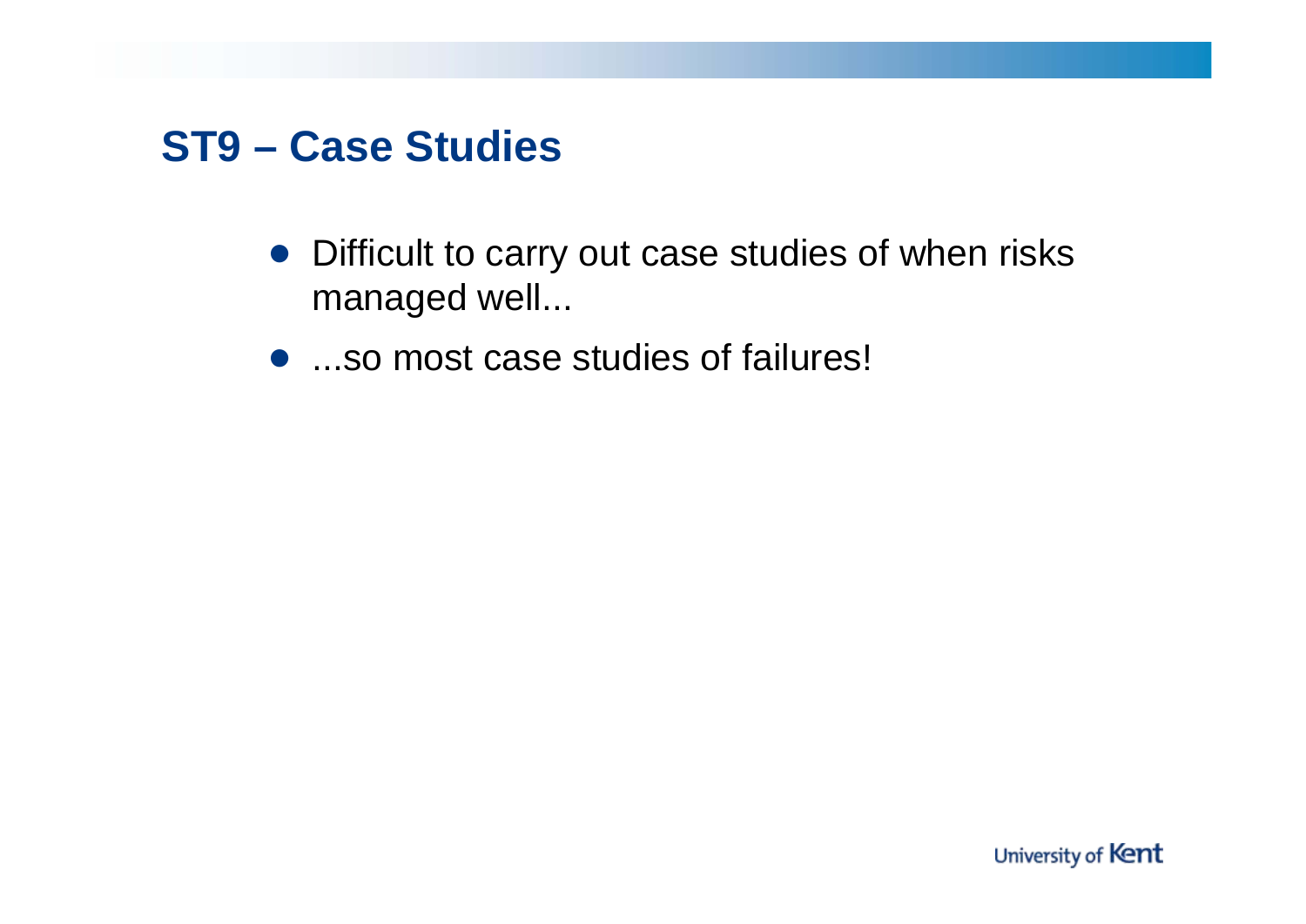## ST9 – Case Studies

- Difficult to carry out case studies of when risks managed well...
- ...so most case studies of failures!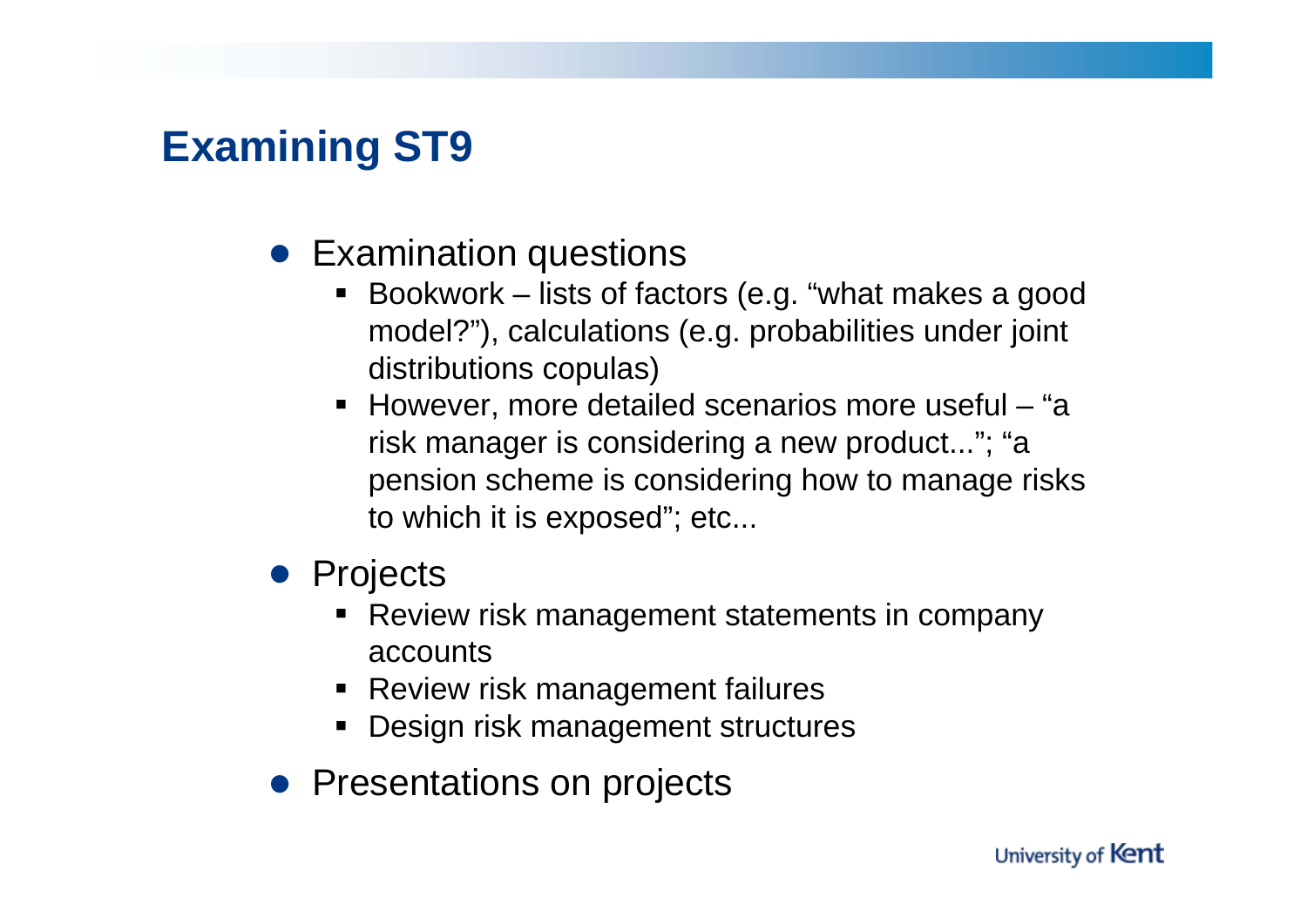# Examining ST9

- Examination questions
  - Bookwork – lists of factors (e.g. "what makes a good model?"), calculations (e.g. probabilities under joint distributions copulas)
  - However, more detailed scenarios more useful – "a risk manager is considering a new product..."; "a pension scheme is considering how to manage risks to which it is exposed"; etc...
- Projects
  - Review risk management statements in company accounts
  - Review risk management failures
  - Design risk management structures
- Presentations on projects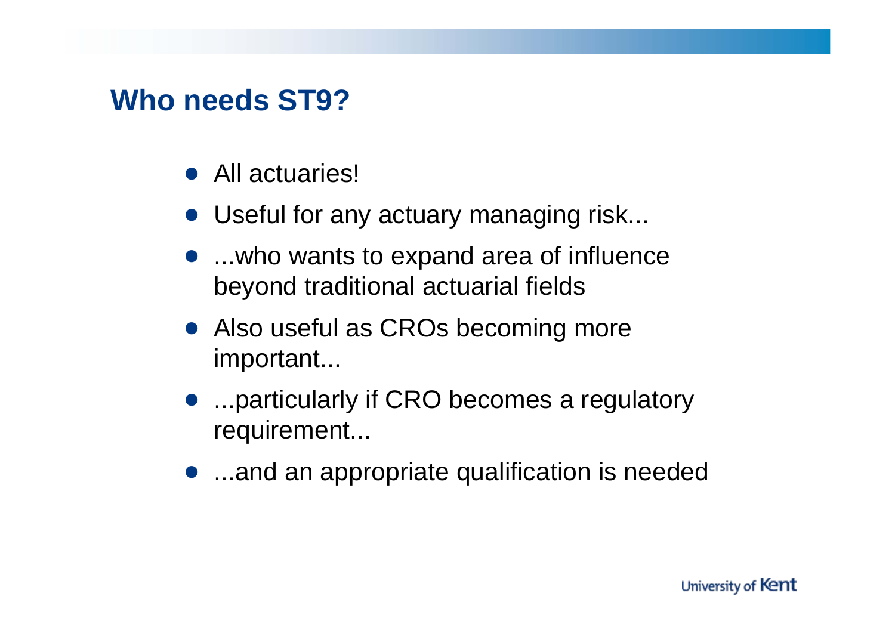## Who needs ST9?

- All actuaries!
- Useful for any actuary managing risk...
- ...who wants to expand area of influence beyond traditional actuarial fields
- Also useful as CROs becoming more important...
- ...particularly if CRO becomes a regulatory requirement...
- ...and an appropriate qualification is needed